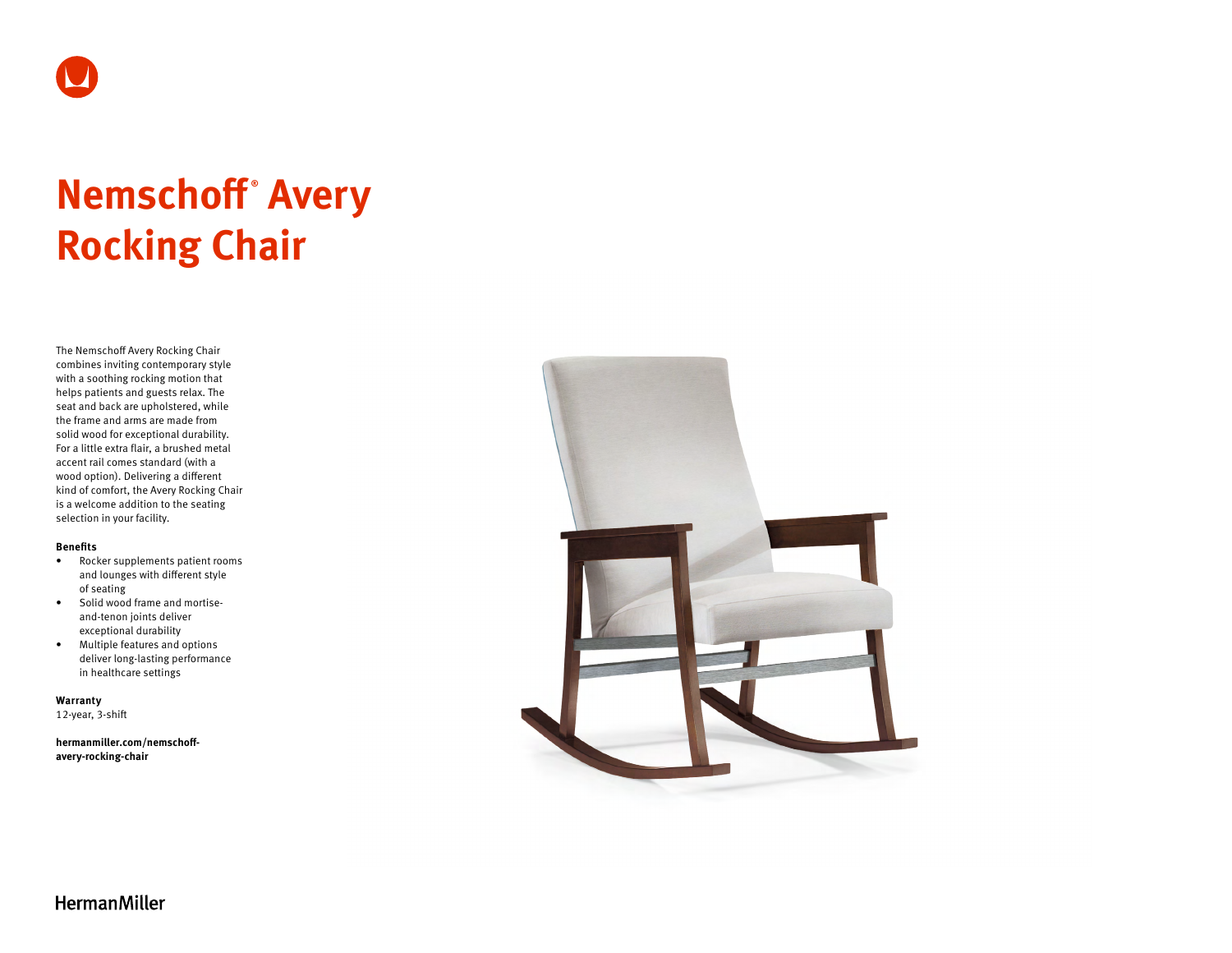# Nemschoff® Avery Rocking Chair

The Nemschoff Avery Rocking Chair combines inviting contemporary style with a soothing rocking motion that helps patients and guests relax. The seat and back are upholstered, while the frame and arms are made from solid wood for exceptional durability. For a little extra flair, a brushed metal accent rail comes standard (with a wood option). Delivering a different kind of comfort, the Avery Rocking Chair is a welcome addition to the seating selection in your facility.

**Benefits**

- Rocker supplements patient rooms and lounges with different style of seating
- Solid wood frame and mortise-and-tenon joints deliver exceptional durability
- Multiple features and options deliver long-lasting performance in healthcare settings

**Warranty**
12-year, 3-shift

**hermanmiller.com/nemschoff-avery-rocking-chair**

HermanMiller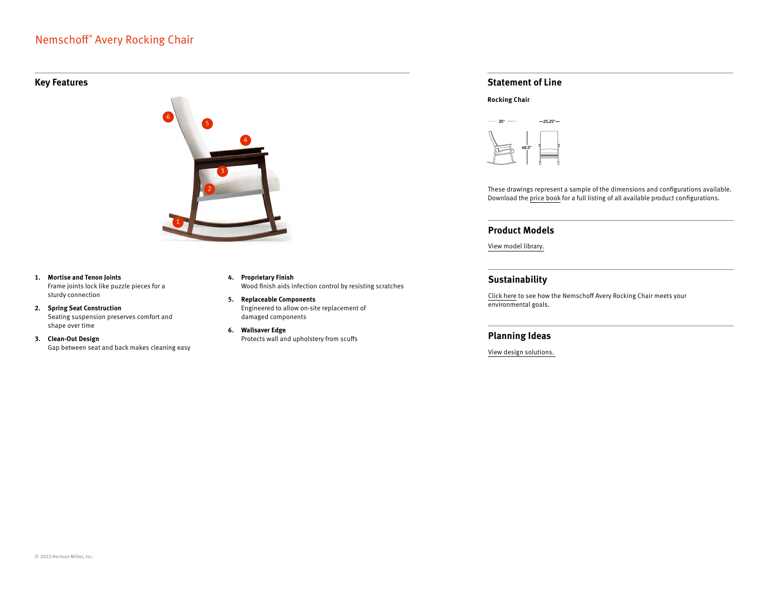# Nemschoff® Avery Rocking Chair

## Key Features

6
5
4
3
2
1

1. **Mortise and Tenon Joints**
   Frame joints lock like puzzle pieces for a sturdy connection
2. **Spring Seat Construction**
   Seating suspension preserves comfort and shape over time
3. **Clean-Out Design**
   Gap between seat and back makes cleaning easy
4. **Proprietary Finish**
   Wood finish aids infection control by resisting scratches
5. **Replaceable Components**
   Engineered to allow on-site replacement of damaged components
6. **Wallsaver Edge**
   Protects wall and upholstery from scuffs

## Statement of Line

**Rocking Chair**

35"
25.25"
40.5"

These drawings represent a sample of the dimensions and configurations available. Download the price book for a full listing of all available product configurations.

## Product Models

View model library.

## Sustainability

Click here to see how the Nemschoff Avery Rocking Chair meets your environmental goals.

## Planning Ideas

View design solutions.

© 2022 Herman Miller, Inc.